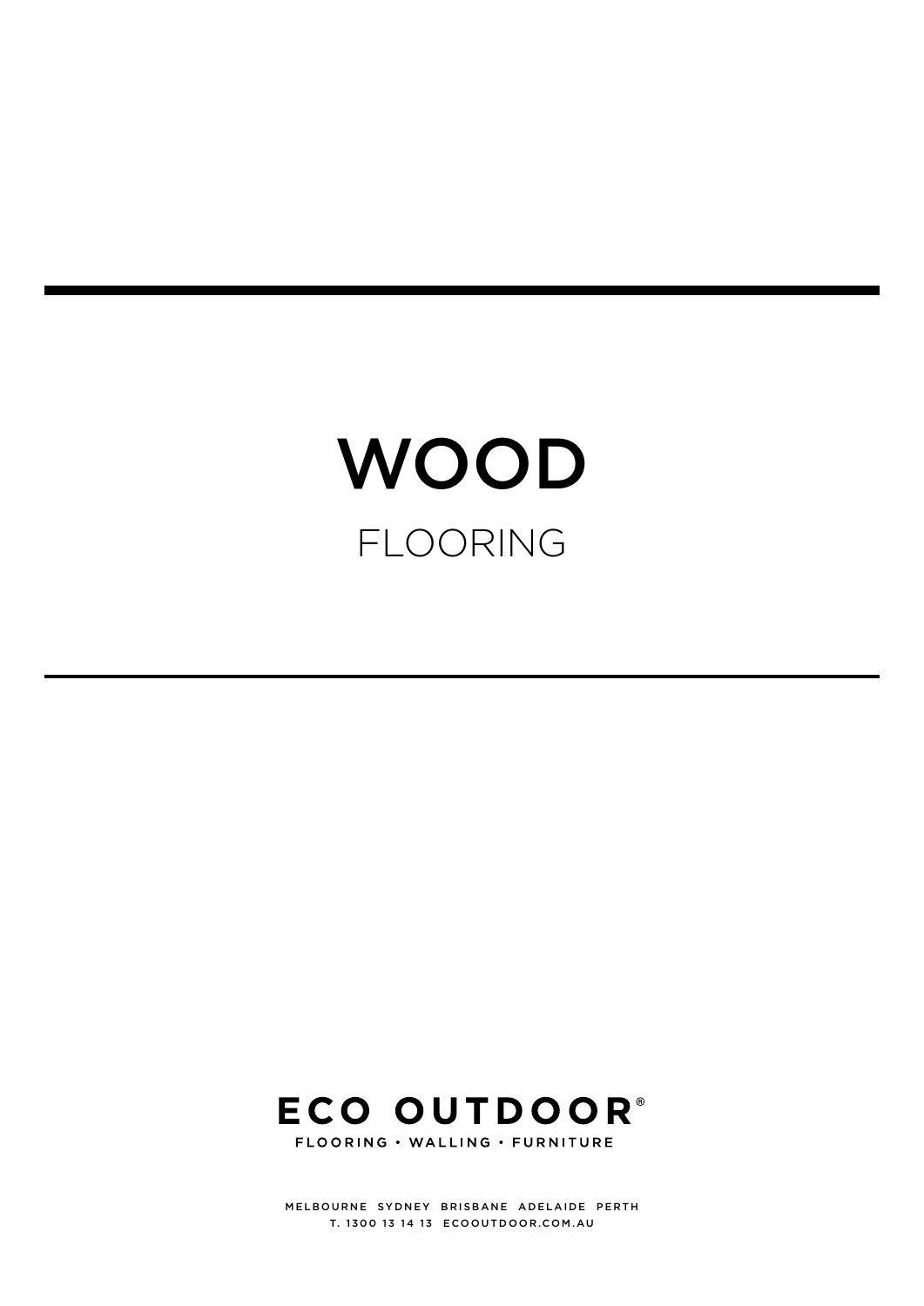# WOOD

## FLOORING

**ECO OUTDOOR®**

FLOORING • WALLING • FURNITURE

MELBOURNE SYDNEY BRISBANE ADELAIDE PERTH

T. 1300 13 14 13 ECOOUTDOOR.COM.AU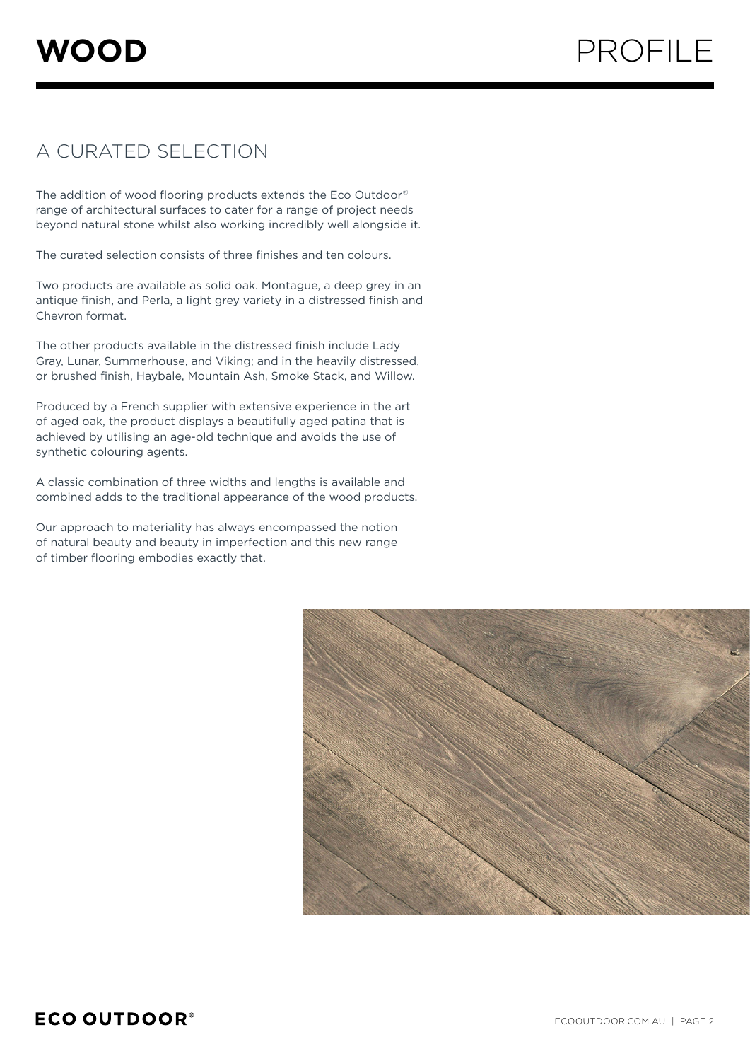# WOOD PROFILE

## A CURATED SELECTION

The addition of wood flooring products extends the Eco Outdoor® range of architectural surfaces to cater for a range of project needs beyond natural stone whilst also working incredibly well alongside it.

The curated selection consists of three finishes and ten colours.

Two products are available as solid oak. Montague, a deep grey in an antique finish, and Perla, a light grey variety in a distressed finish and Chevron format.

The other products available in the distressed finish include Lady Gray, Lunar, Summerhouse, and Viking; and in the heavily distressed, or brushed finish, Haybale, Mountain Ash, Smoke Stack, and Willow.

Produced by a French supplier with extensive experience in the art of aged oak, the product displays a beautifully aged patina that is achieved by utilising an age-old technique and avoids the use of synthetic colouring agents.

A classic combination of three widths and lengths is available and combined adds to the traditional appearance of the wood products.

Our approach to materiality has always encompassed the notion of natural beauty and beauty in imperfection and this new range of timber flooring embodies exactly that.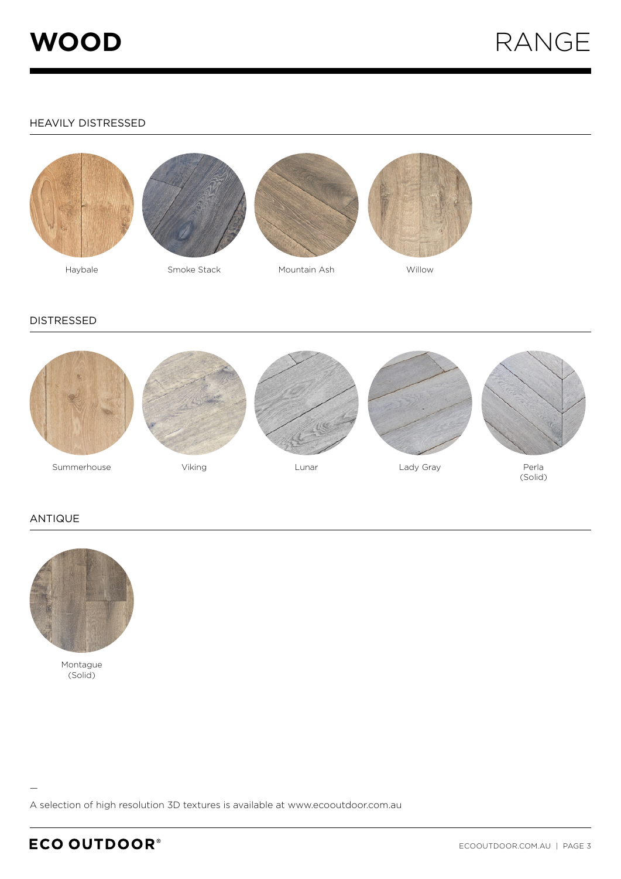# WOOD RANGE

## HEAVILY DISTRESSED

Haybale

Smoke Stack

Mountain Ash

Willow

## DISTRESSED

Summerhouse

Viking

Lunar

Lady Gray

Perla (Solid)

## ANTIQUE

Montague (Solid)

—

A selection of high resolution 3D textures is available at www.ecooutdoor.com.au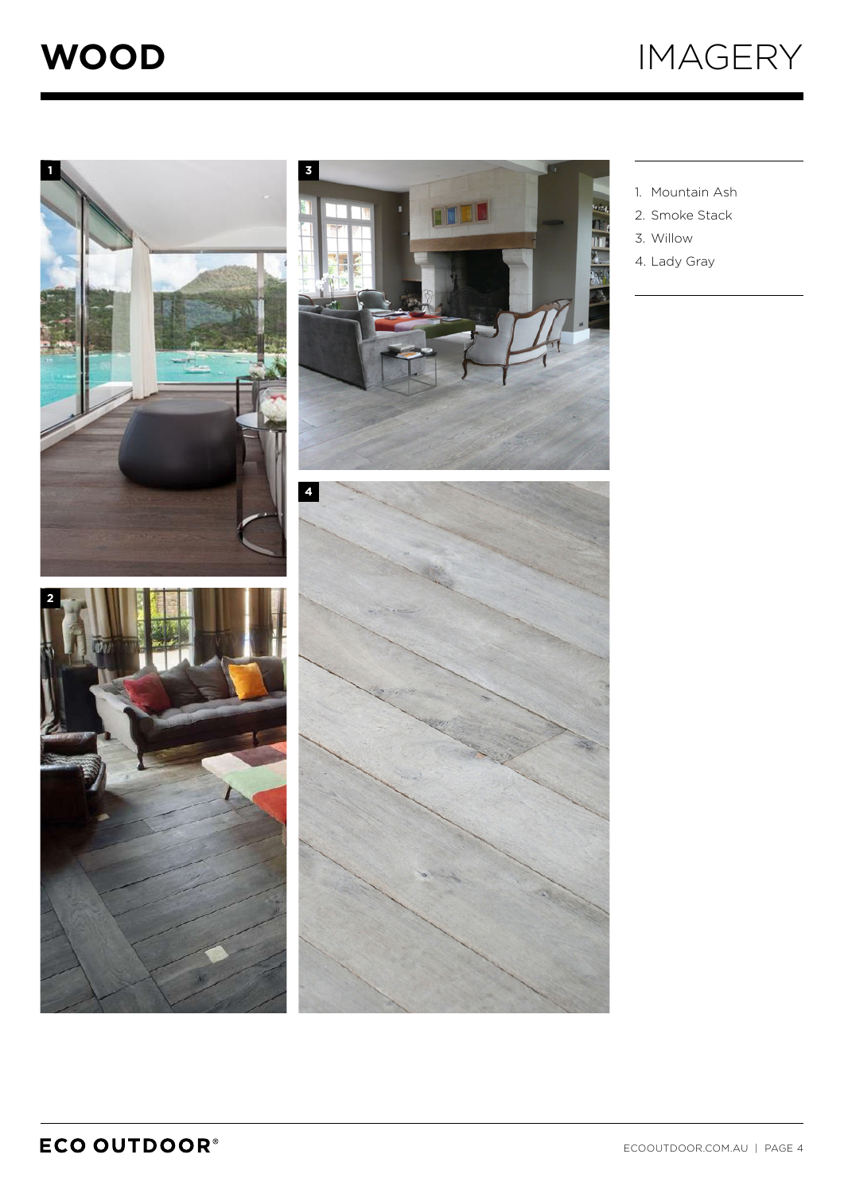# WOOD IMAGERY

1. Mountain Ash
2. Smoke Stack
3. Willow
4. Lady Gray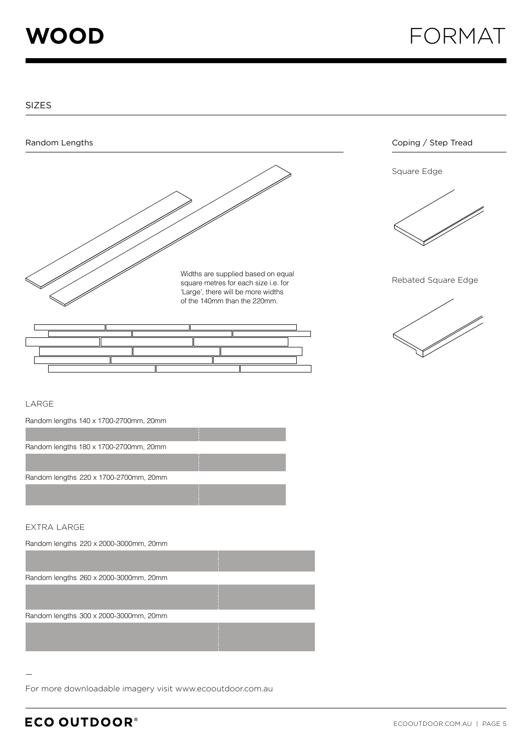# WOOD

# FORMAT

## SIZES

### Random Lengths

Widths are supplied based on equal square metres for each size i.e. for 'Large', there will be more widths of the 140mm than the 220mm.

#### LARGE

Random lengths 140 x 1700-2700mm, 20mm

Random lengths 180 x 1700-2700mm, 20mm

Random lengths 220 x 1700-2700mm, 20mm

#### EXTRA LARGE

Random lengths 220 x 2000-3000mm, 20mm

Random lengths 260 x 2000-3000mm, 20mm

Random lengths 300 x 2000-3000mm, 20mm

### Coping / Step Tread

Square Edge

Rebated Square Edge

—

For more downloadable imagery visit www.ecooutdoor.com.au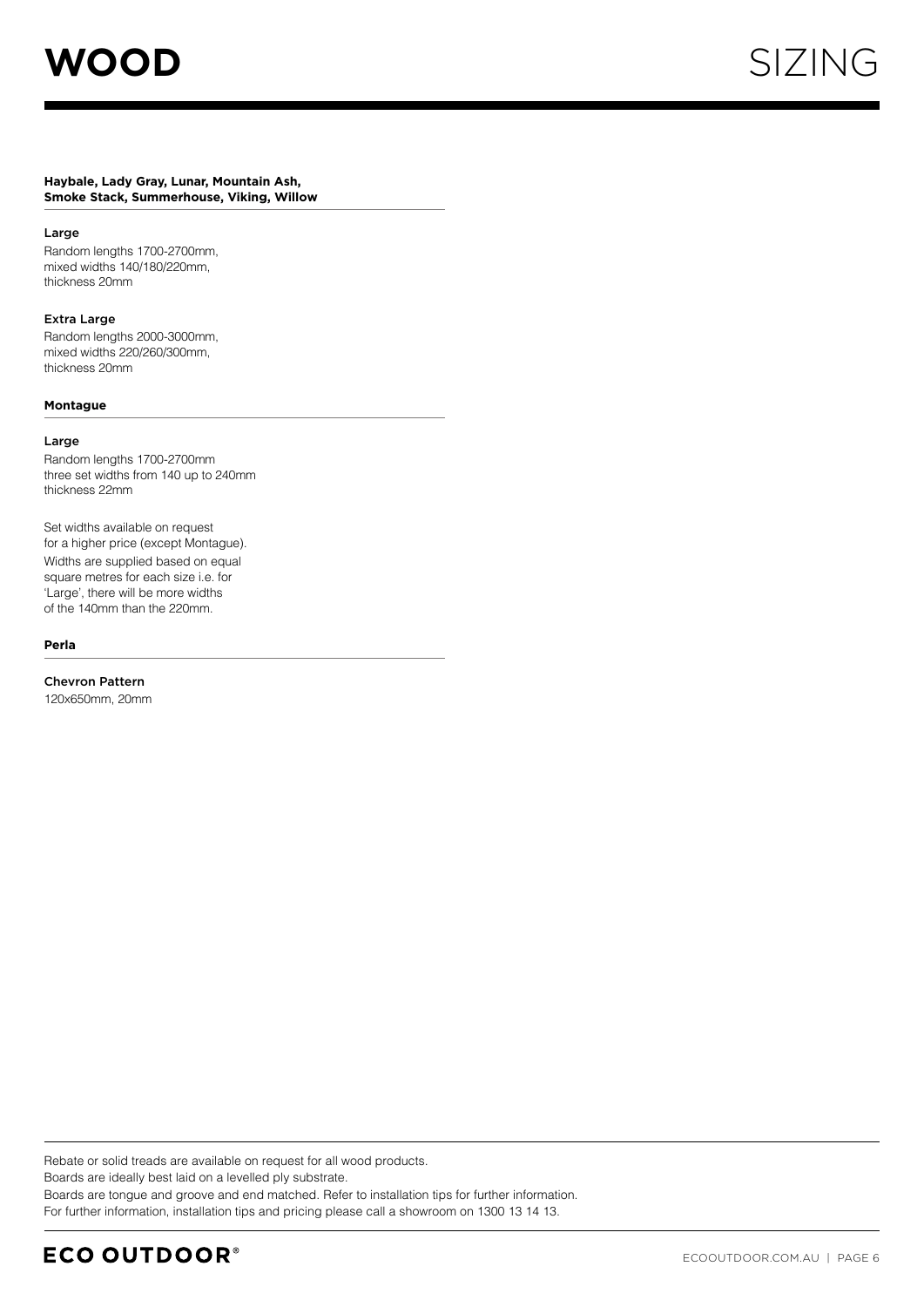# WOOD

# SIZING

**Haybale, Lady Gray, Lunar, Mountain Ash, Smoke Stack, Summerhouse, Viking, Willow**

### Large

Random lengths 1700-2700mm,
mixed widths 140/180/220mm,
thickness 20mm

### Extra Large

Random lengths 2000-3000mm,
mixed widths 220/260/300mm,
thickness 20mm

**Montague**

### Large

Random lengths 1700-2700mm
three set widths from 140 up to 240mm
thickness 22mm

Set widths available on request for a higher price (except Montague).
Widths are supplied based on equal square metres for each size i.e. for 'Large', there will be more widths of the 140mm than the 220mm.

**Perla**

### Chevron Pattern

120x650mm, 20mm

Rebate or solid treads are available on request for all wood products.
Boards are ideally best laid on a levelled ply substrate.
Boards are tongue and groove and end matched. Refer to installation tips for further information.
For further information, installation tips and pricing please call a showroom on 1300 13 14 13.